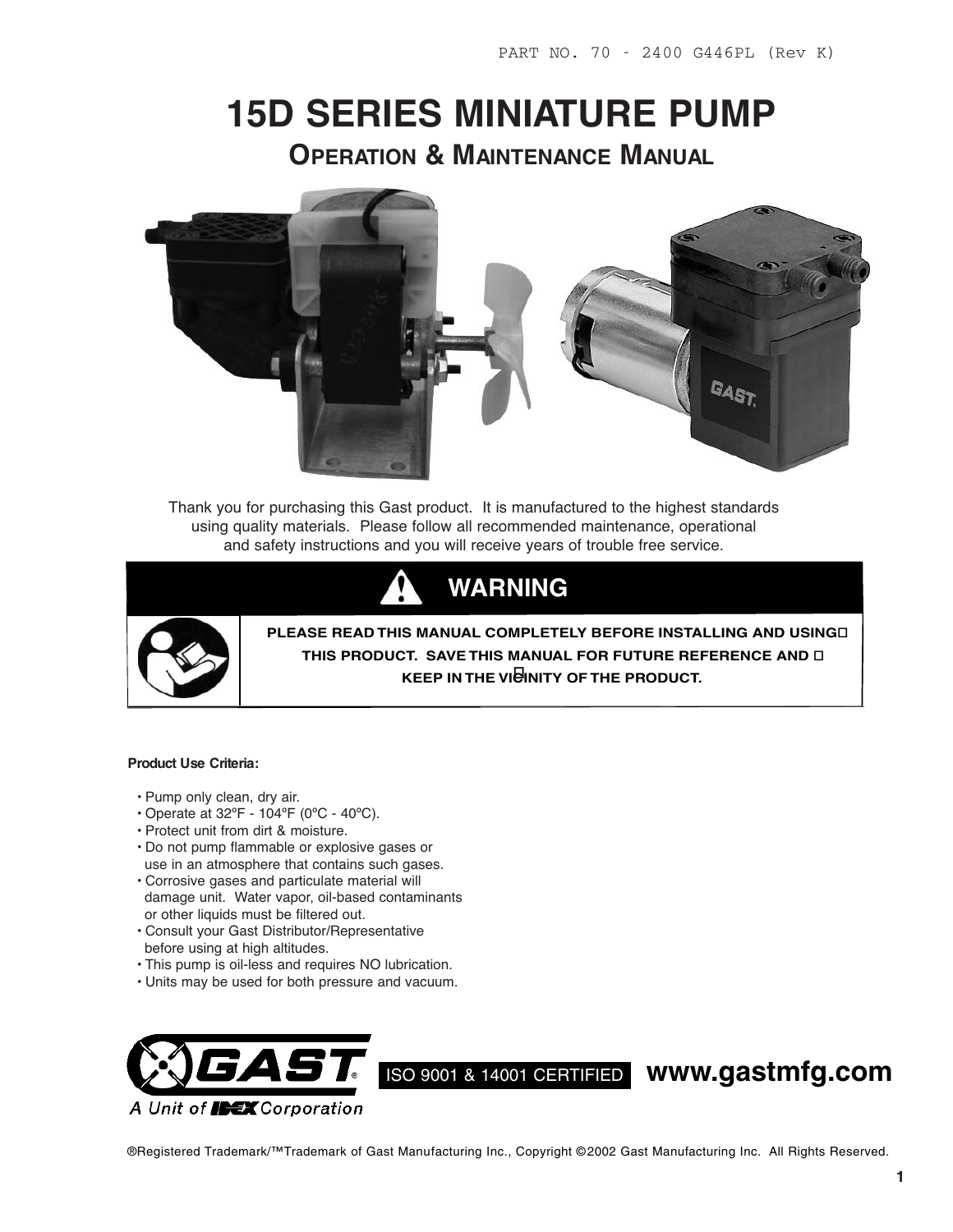PART NO. 70 - 2400 G446PL (Rev K)

# 15D SERIES MINIATURE PUMP

## OPERATION & MAINTENANCE MANUAL

Thank you for purchasing this Gast product. It is manufactured to the highest standards using quality materials. Please follow all recommended maintenance, operational and safety instructions and you will receive years of trouble free service.

## WARNING

**PLEASE READ THIS MANUAL COMPLETELY BEFORE INSTALLING AND USING THIS PRODUCT. SAVE THIS MANUAL FOR FUTURE REFERENCE AND KEEP IN THE VICINITY OF THE PRODUCT.**

**Product Use Criteria:**

- Pump only clean, dry air.
- Operate at 32ºF - 104ºF (0ºC - 40ºC).
- Protect unit from dirt & moisture.
- Do not pump flammable or explosive gases or use in an atmosphere that contains such gases.
- Corrosive gases and particulate material will damage unit. Water vapor, oil-based contaminants or other liquids must be filtered out.
- Consult your Gast Distributor/Representative before using at high altitudes.
- This pump is oil-less and requires NO lubrication.
- Units may be used for both pressure and vacuum.

GAST® A Unit of IDEX Corporation

ISO 9001 & 14001 CERTIFIED **www.gastmfg.com**

®Registered Trademark/™Trademark of Gast Manufacturing Inc., Copyright ©2002 Gast Manufacturing Inc. All Rights Reserved.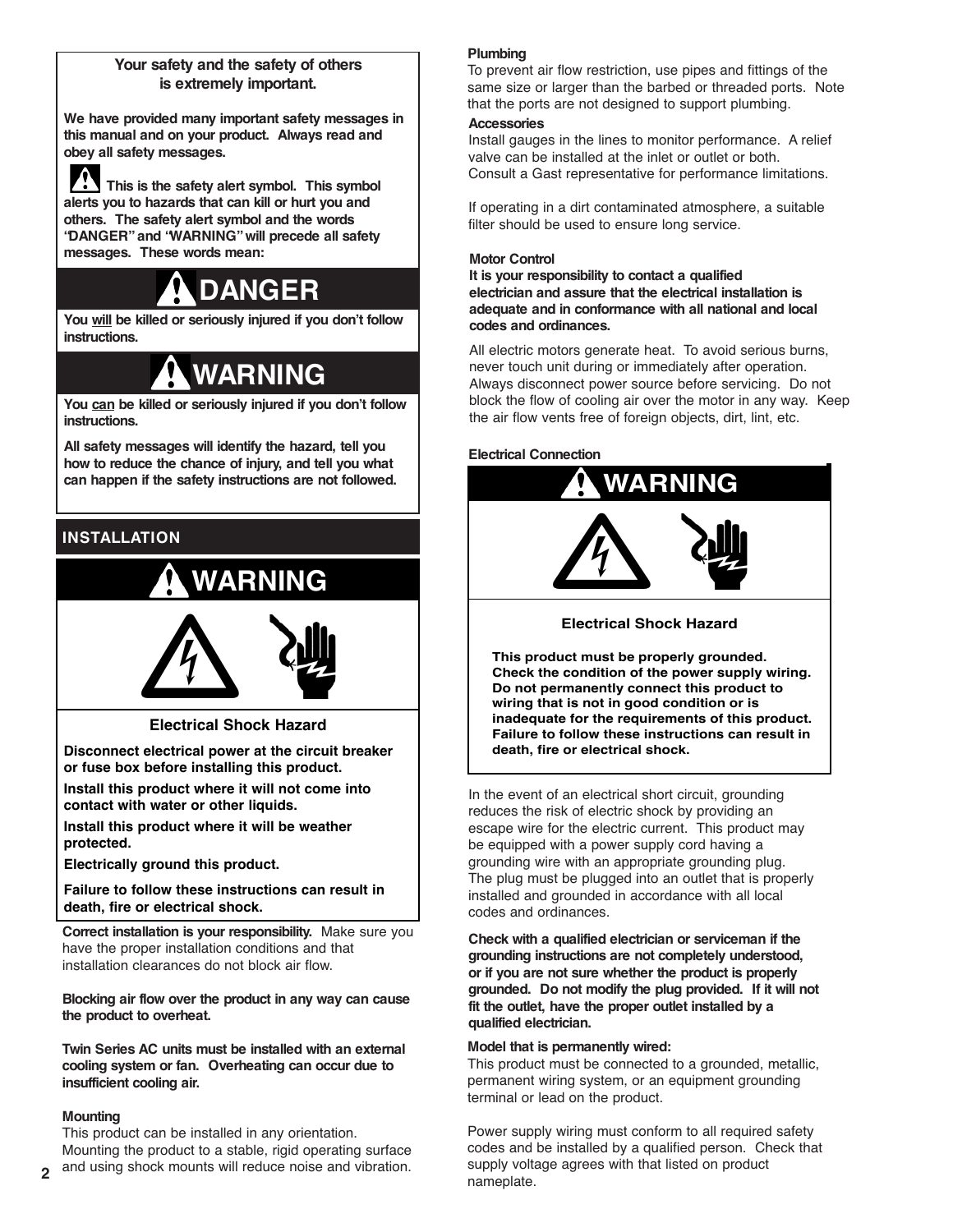**Your safety and the safety of others is extremely important.**

**We have provided many important safety messages in this manual and on your product. Always read and obey all safety messages.**

**This is the safety alert symbol. This symbol alerts you to hazards that can kill or hurt you and others. The safety alert symbol and the words "DANGER" and "WARNING" will precede all safety messages. These words mean:**

## DANGER

**You will be killed or seriously injured if you don't follow instructions.**

## WARNING

**You can be killed or seriously injured if you don't follow instructions.**

**All safety messages will identify the hazard, tell you how to reduce the chance of injury, and tell you what can happen if the safety instructions are not followed.**

## INSTALLATION

## WARNING

**Electrical Shock Hazard**

**Disconnect electrical power at the circuit breaker or fuse box before installing this product.**

**Install this product where it will not come into contact with water or other liquids.**

**Install this product where it will be weather protected.**

**Electrically ground this product.**

**Failure to follow these instructions can result in death, fire or electrical shock.**

**Correct installation is your responsibility.** Make sure you have the proper installation conditions and that installation clearances do not block air flow.

**Blocking air flow over the product in any way can cause the product to overheat.**

**Twin Series AC units must be installed with an external cooling system or fan. Overheating can occur due to insufficient cooling air.**

### Mounting

This product can be installed in any orientation. Mounting the product to a stable, rigid operating surface and using shock mounts will reduce noise and vibration.

### Plumbing

To prevent air flow restriction, use pipes and fittings of the same size or larger than the barbed or threaded ports. Note that the ports are not designed to support plumbing.

### Accessories

Install gauges in the lines to monitor performance. A relief valve can be installed at the inlet or outlet or both. Consult a Gast representative for performance limitations.

If operating in a dirt contaminated atmosphere, a suitable filter should be used to ensure long service.

### Motor Control

**It is your responsibility to contact a qualified electrician and assure that the electrical installation is adequate and in conformance with all national and local codes and ordinances.**

All electric motors generate heat. To avoid serious burns, never touch unit during or immediately after operation. Always disconnect power source before servicing. Do not block the flow of cooling air over the motor in any way. Keep the air flow vents free of foreign objects, dirt, lint, etc.

### Electrical Connection

## WARNING

**Electrical Shock Hazard**

**This product must be properly grounded. Check the condition of the power supply wiring. Do not permanently connect this product to wiring that is not in good condition or is inadequate for the requirements of this product. Failure to follow these instructions can result in death, fire or electrical shock.**

In the event of an electrical short circuit, grounding reduces the risk of electric shock by providing an escape wire for the electric current. This product may be equipped with a power supply cord having a grounding wire with an appropriate grounding plug. The plug must be plugged into an outlet that is properly installed and grounded in accordance with all local codes and ordinances.

**Check with a qualified electrician or serviceman if the grounding instructions are not completely understood, or if you are not sure whether the product is properly grounded. Do not modify the plug provided. If it will not fit the outlet, have the proper outlet installed by a qualified electrician.**

**Model that is permanently wired:**

This product must be connected to a grounded, metallic, permanent wiring system, or an equipment grounding terminal or lead on the product.

Power supply wiring must conform to all required safety codes and be installed by a qualified person. Check that supply voltage agrees with that listed on product nameplate.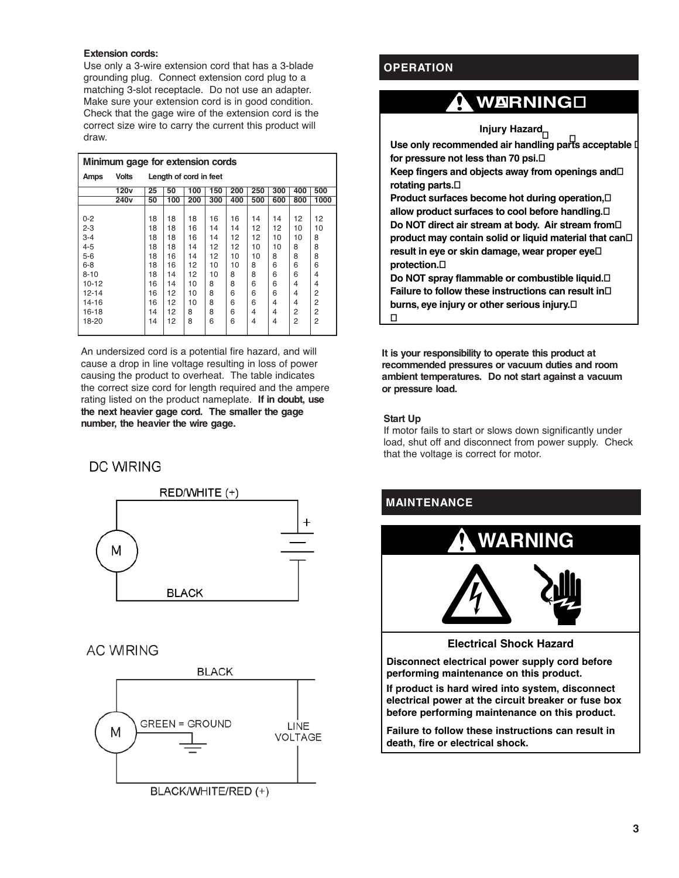**Extension cords:**

Use only a 3-wire extension cord that has a 3-blade grounding plug. Connect extension cord plug to a matching 3-slot receptacle. Do not use an adapter. Make sure your extension cord is in good condition. Check that the gage wire of the extension cord is the correct size wire to carry the current this product will draw.

| Minimum gage for extension cords | | | | | | | | | | |
|---|---|---|---|---|---|---|---|---|---|---|
| Amps | Volts | Length of cord in feet | | | | | | | | |
| | 120v | 25 | 50 | 100 | 150 | 200 | 250 | 300 | 400 | 500 |
| | 240v | 50 | 100 | 200 | 300 | 400 | 500 | 600 | 800 | 1000 |
| 0-2 | | 18 | 18 | 18 | 16 | 16 | 14 | 14 | 12 | 12 |
| 2-3 | | 18 | 18 | 16 | 14 | 14 | 12 | 12 | 10 | 10 |
| 3-4 | | 18 | 18 | 16 | 14 | 12 | 12 | 10 | 10 | 8 |
| 4-5 | | 18 | 18 | 14 | 12 | 12 | 10 | 10 | 8 | 8 |
| 5-6 | | 18 | 16 | 14 | 12 | 10 | 10 | 8 | 8 | 8 |
| 6-8 | | 18 | 16 | 12 | 10 | 10 | 8 | 6 | 6 | 6 |
| 8-10 | | 18 | 14 | 12 | 10 | 8 | 8 | 6 | 6 | 4 |
| 10-12 | | 16 | 14 | 10 | 8 | 8 | 6 | 6 | 4 | 4 |
| 12-14 | | 16 | 12 | 10 | 8 | 6 | 6 | 6 | 4 | 2 |
| 14-16 | | 16 | 12 | 10 | 8 | 6 | 6 | 4 | 4 | 2 |
| 16-18 | | 14 | 12 | 8 | 8 | 6 | 4 | 4 | 2 | 2 |
| 18-20 | | 14 | 12 | 8 | 6 | 6 | 4 | 4 | 2 | 2 |

An undersized cord is a potential fire hazard, and will cause a drop in line voltage resulting in loss of power causing the product to overheat. The table indicates the correct size cord for length required and the ampere rating listed on the product nameplate. **If in doubt, use the next heavier gage cord. The smaller the gage number, the heavier the wire gage.**

DC WIRING

RED/WHITE (+)

M

+

BLACK

AC WIRING

BLACK

M

GREEN = GROUND

LINE VOLTAGE

BLACK/WHITE/RED (+)

## OPERATION

**WARNING**

**Injury Hazard**

**Use only recommended air handling parts acceptable for pressure not less than 70 psi.**

**Keep fingers and objects away from openings and rotating parts.**

**Product surfaces become hot during operation, allow product surfaces to cool before handling.**

**Do NOT direct air stream at body. Air stream from product may contain solid or liquid material that can result in eye or skin damage, wear proper eye protection.**

**Do NOT spray flammable or combustible liquid.**

**Failure to follow these instructions can result in burns, eye injury or other serious injury.**

**It is your responsibility to operate this product at recommended pressures or vacuum duties and room ambient temperatures. Do not start against a vacuum or pressure load.**

**Start Up**

If motor fails to start or slows down significantly under load, shut off and disconnect from power supply. Check that the voltage is correct for motor.

## MAINTENANCE

**WARNING**

**Electrical Shock Hazard**

**Disconnect electrical power supply cord before performing maintenance on this product.**

**If product is hard wired into system, disconnect electrical power at the circuit breaker or fuse box before performing maintenance on this product.**

**Failure to follow these instructions can result in death, fire or electrical shock.**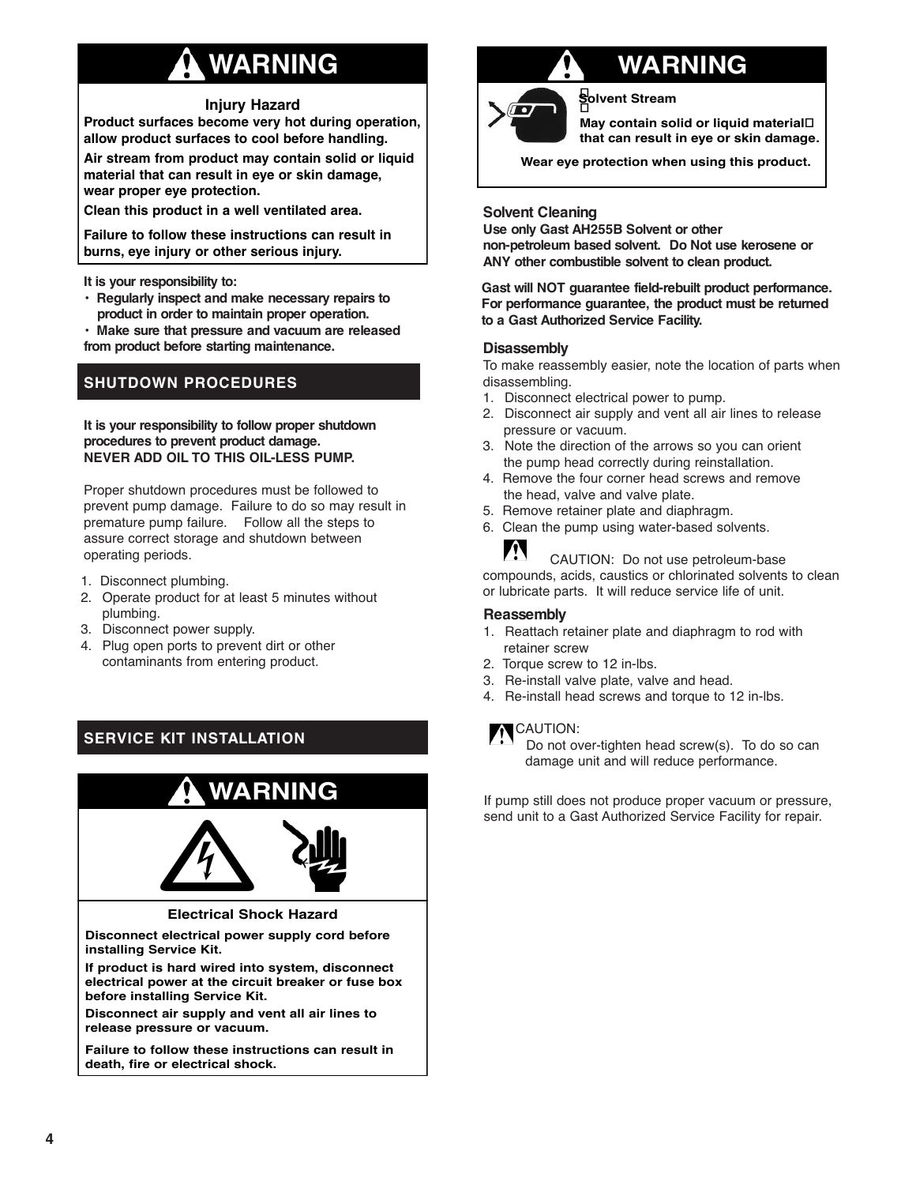## ⚠ WARNING

**Injury Hazard**

**Product surfaces become very hot during operation, allow product surfaces to cool before handling.**

**Air stream from product may contain solid or liquid material that can result in eye or skin damage, wear proper eye protection.**

**Clean this product in a well ventilated area.**

**Failure to follow these instructions can result in burns, eye injury or other serious injury.**

**It is your responsibility to:**

- **Regularly inspect and make necessary repairs to product in order to maintain proper operation.**
- **Make sure that pressure and vacuum are released from product before starting maintenance.**

## SHUTDOWN PROCEDURES

**It is your responsibility to follow proper shutdown procedures to prevent product damage.**
**NEVER ADD OIL TO THIS OIL-LESS PUMP.**

Proper shutdown procedures must be followed to prevent pump damage. Failure to do so may result in premature pump failure. Follow all the steps to assure correct storage and shutdown between operating periods.

1. Disconnect plumbing.
2. Operate product for at least 5 minutes without plumbing.
3. Disconnect power supply.
4. Plug open ports to prevent dirt or other contaminants from entering product.

## SERVICE KIT INSTALLATION

## ⚠ WARNING

**Electrical Shock Hazard**

**Disconnect electrical power supply cord before installing Service Kit.**

**If product is hard wired into system, disconnect electrical power at the circuit breaker or fuse box before installing Service Kit.**

**Disconnect air supply and vent all air lines to release pressure or vacuum.**

**Failure to follow these instructions can result in death, fire or electrical shock.**

## ⚠ WARNING

**Solvent Stream**

**May contain solid or liquid material that can result in eye or skin damage.**

**Wear eye protection when using this product.**

### Solvent Cleaning

**Use only Gast AH255B Solvent or other non-petroleum based solvent. Do Not use kerosene or ANY other combustible solvent to clean product.**

**Gast will NOT guarantee field-rebuilt product performance. For performance guarantee, the product must be returned to a Gast Authorized Service Facility.**

### Disassembly

To make reassembly easier, note the location of parts when disassembling.

1. Disconnect electrical power to pump.
2. Disconnect air supply and vent all air lines to release pressure or vacuum.
3. Note the direction of the arrows so you can orient the pump head correctly during reinstallation.
4. Remove the four corner head screws and remove the head, valve and valve plate.
5. Remove retainer plate and diaphragm.
6. Clean the pump using water-based solvents.

⚠ CAUTION: Do not use petroleum-base compounds, acids, caustics or chlorinated solvents to clean or lubricate parts. It will reduce service life of unit.

### Reassembly

1. Reattach retainer plate and diaphragm to rod with retainer screw
2. Torque screw to 12 in-lbs.
3. Re-install valve plate, valve and head.
4. Re-install head screws and torque to 12 in-lbs.

⚠ CAUTION:
Do not over-tighten head screw(s). To do so can damage unit and will reduce performance.

If pump still does not produce proper vacuum or pressure, send unit to a Gast Authorized Service Facility for repair.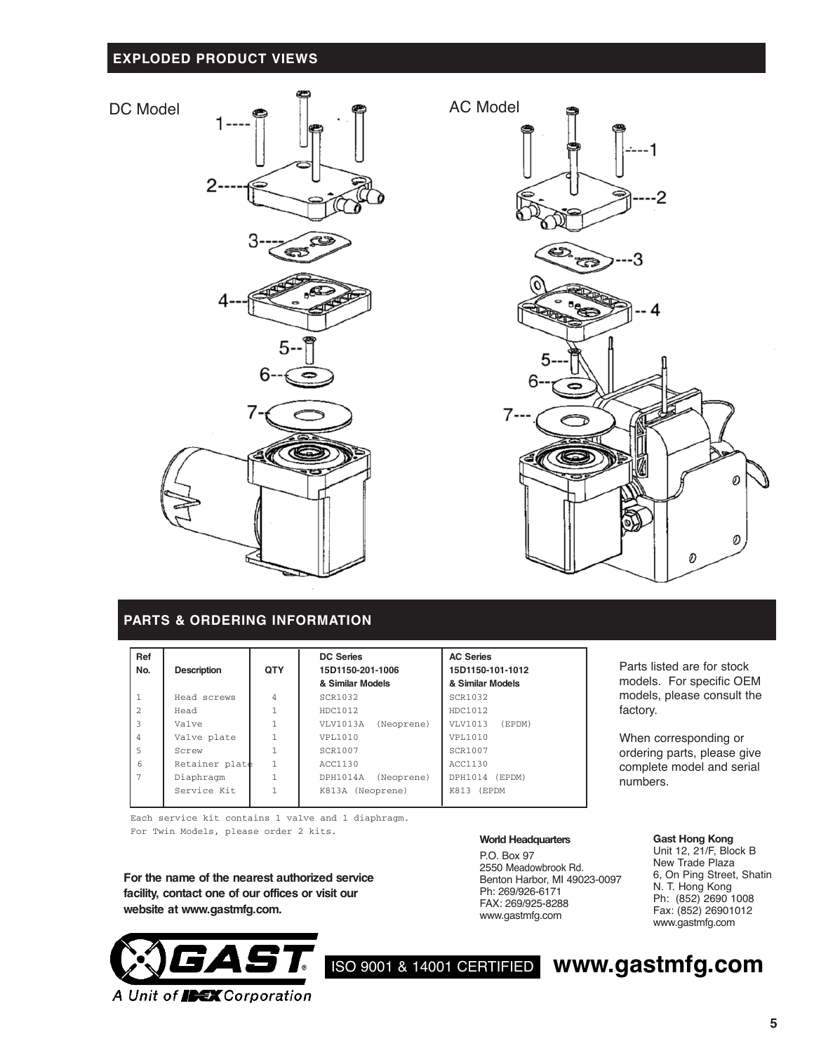## EXPLODED PRODUCT VIEWS

DC Model

AC Model

## PARTS & ORDERING INFORMATION

| Ref No. | Description | QTY | DC Series 15D1150-201-1006 & Similar Models | AC Series 15D1150-101-1012 & Similar Models |
|---|---|---|---|---|
| 1 | Head screws | 4 | SCR1032 | SCR1032 |
| 2 | Head | 1 | HDC1012 | HDC1012 |
| 3 | Valve | 1 | VLV1013A (Neoprene) | VLV1013 (EPDM) |
| 4 | Valve plate | 1 | VPL1010 | VPL1010 |
| 5 | Screw | 1 | SCR1007 | SCR1007 |
| 6 | Retainer plate | 1 | ACC1130 | ACC1130 |
| 7 | Diaphragm | 1 | DPH1014A (Neoprene) | DPH1014 (EPDM) |
| | Service Kit | 1 | K813A (Neoprene) | K813 (EPDM |

Each service kit contains 1 valve and 1 diaphragm.
For Twin Models, please order 2 kits.

Parts listed are for stock models. For specific OEM models, please consult the factory.

When corresponding or ordering parts, please give complete model and serial numbers.

**For the name of the nearest authorized service facility, contact one of our offices or visit our website at www.gastmfg.com.**

**World Headquarters**
P.O. Box 97
2550 Meadowbrook Rd.
Benton Harbor, MI 49023-0097
Ph: 269/926-6171
FAX: 269/925-8288
www.gastmfg.com

**Gast Hong Kong**
Unit 12, 21/F, Block B
New Trade Plaza
6, On Ping Street, Shatin
N. T. Hong Kong
Ph: (852) 2690 1008
Fax: (852) 26901012
www.gastmfg.com

GAST® A Unit of IDEX Corporation

ISO 9001 & 14001 CERTIFIED **www.gastmfg.com**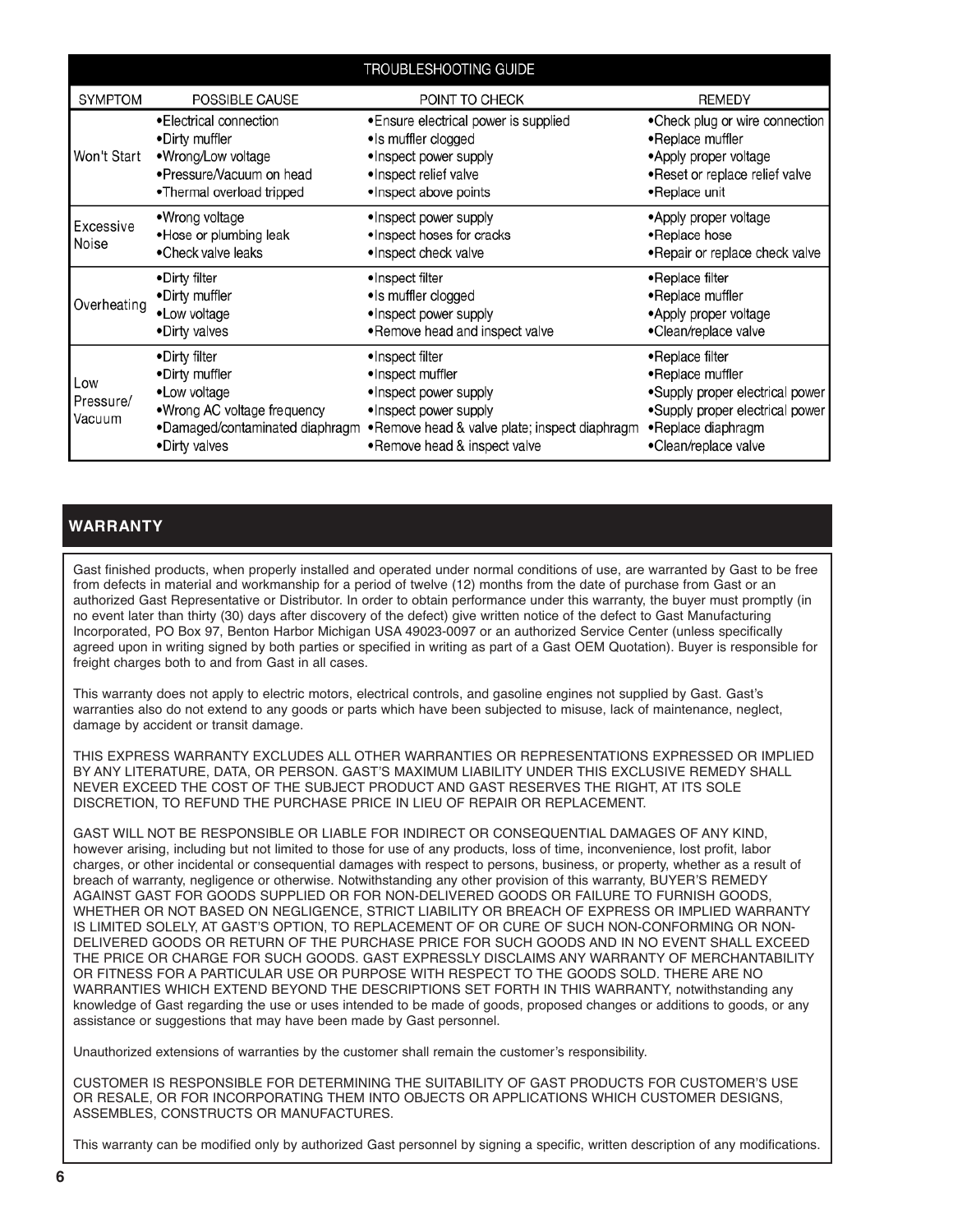## TROUBLESHOOTING GUIDE

| SYMPTOM | POSSIBLE CAUSE | POINT TO CHECK | REMEDY |
|---|---|---|---|
| Won't Start | •Electrical connection<br>•Dirty muffler<br>•Wrong/Low voltage<br>•Pressure/Vacuum on head<br>•Thermal overload tripped | •Ensure electrical power is supplied<br>•Is muffler clogged<br>•Inspect power supply<br>•Inspect relief valve<br>•Inspect above points | •Check plug or wire connection<br>•Replace muffler<br>•Apply proper voltage<br>•Reset or replace relief valve<br>•Replace unit |
| Excessive Noise | •Wrong voltage<br>•Hose or plumbing leak<br>•Check valve leaks | •Inspect power supply<br>•Inspect hoses for cracks<br>•Inspect check valve | •Apply proper voltage<br>•Replace hose<br>•Repair or replace check valve |
| Overheating | •Dirty filter<br>•Dirty muffler<br>•Low voltage<br>•Dirty valves | •Inspect filter<br>•Is muffler clogged<br>•Inspect power supply<br>•Remove head and inspect valve | •Replace filter<br>•Replace muffler<br>•Apply proper voltage<br>•Clean/replace valve |
| Low Pressure/ Vacuum | •Dirty filter<br>•Dirty muffler<br>•Low voltage<br>•Wrong AC voltage frequency<br>•Damaged/contaminated diaphragm<br>•Dirty valves | •Inspect filter<br>•Inspect muffler<br>•Inspect power supply<br>•Inspect power supply<br>•Remove head & valve plate; inspect diaphragm<br>•Remove head & inspect valve | •Replace filter<br>•Replace muffler<br>•Supply proper electrical power<br>•Supply proper electrical power<br>•Replace diaphragm<br>•Clean/replace valve |

## WARRANTY

Gast finished products, when properly installed and operated under normal conditions of use, are warranted by Gast to be free from defects in material and workmanship for a period of twelve (12) months from the date of purchase from Gast or an authorized Gast Representative or Distributor. In order to obtain performance under this warranty, the buyer must promptly (in no event later than thirty (30) days after discovery of the defect) give written notice of the defect to Gast Manufacturing Incorporated, PO Box 97, Benton Harbor Michigan USA 49023-0097 or an authorized Service Center (unless specifically agreed upon in writing signed by both parties or specified in writing as part of a Gast OEM Quotation). Buyer is responsible for freight charges both to and from Gast in all cases.

This warranty does not apply to electric motors, electrical controls, and gasoline engines not supplied by Gast. Gast's warranties also do not extend to any goods or parts which have been subjected to misuse, lack of maintenance, neglect, damage by accident or transit damage.

THIS EXPRESS WARRANTY EXCLUDES ALL OTHER WARRANTIES OR REPRESENTATIONS EXPRESSED OR IMPLIED BY ANY LITERATURE, DATA, OR PERSON. GAST'S MAXIMUM LIABILITY UNDER THIS EXCLUSIVE REMEDY SHALL NEVER EXCEED THE COST OF THE SUBJECT PRODUCT AND GAST RESERVES THE RIGHT, AT ITS SOLE DISCRETION, TO REFUND THE PURCHASE PRICE IN LIEU OF REPAIR OR REPLACEMENT.

GAST WILL NOT BE RESPONSIBLE OR LIABLE FOR INDIRECT OR CONSEQUENTIAL DAMAGES OF ANY KIND, however arising, including but not limited to those for use of any products, loss of time, inconvenience, lost profit, labor charges, or other incidental or consequential damages with respect to persons, business, or property, whether as a result of breach of warranty, negligence or otherwise. Notwithstanding any other provision of this warranty, BUYER'S REMEDY AGAINST GAST FOR GOODS SUPPLIED OR FOR NON-DELIVERED GOODS OR FAILURE TO FURNISH GOODS, WHETHER OR NOT BASED ON NEGLIGENCE, STRICT LIABILITY OR BREACH OF EXPRESS OR IMPLIED WARRANTY IS LIMITED SOLELY, AT GAST'S OPTION, TO REPLACEMENT OF OR CURE OF SUCH NON-CONFORMING OR NON-DELIVERED GOODS OR RETURN OF THE PURCHASE PRICE FOR SUCH GOODS AND IN NO EVENT SHALL EXCEED THE PRICE OR CHARGE FOR SUCH GOODS. GAST EXPRESSLY DISCLAIMS ANY WARRANTY OF MERCHANTABILITY OR FITNESS FOR A PARTICULAR USE OR PURPOSE WITH RESPECT TO THE GOODS SOLD. THERE ARE NO WARRANTIES WHICH EXTEND BEYOND THE DESCRIPTIONS SET FORTH IN THIS WARRANTY, notwithstanding any knowledge of Gast regarding the use or uses intended to be made of goods, proposed changes or additions to goods, or any assistance or suggestions that may have been made by Gast personnel.

Unauthorized extensions of warranties by the customer shall remain the customer's responsibility.

CUSTOMER IS RESPONSIBLE FOR DETERMINING THE SUITABILITY OF GAST PRODUCTS FOR CUSTOMER'S USE OR RESALE, OR FOR INCORPORATING THEM INTO OBJECTS OR APPLICATIONS WHICH CUSTOMER DESIGNS, ASSEMBLES, CONSTRUCTS OR MANUFACTURES.

This warranty can be modified only by authorized Gast personnel by signing a specific, written description of any modifications.